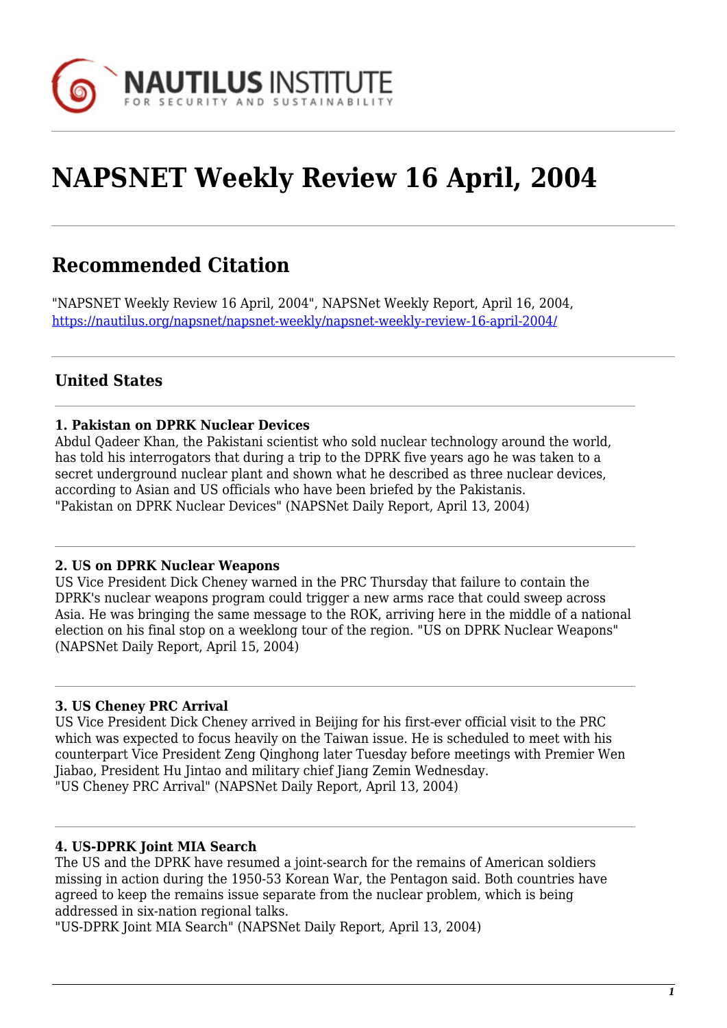# NAPSNET Weekly Review 16 April, 2004

## Recommended Citation

"NAPSNET Weekly Review 16 April, 2004", NAPSNet Weekly Report, April 16, 2004, https://nautilus.org/napsnet/napsnet-weekly/napsnet-weekly-review-16-april-2004/

### United States

**1. Pakistan on DPRK Nuclear Devices**
Abdul Qadeer Khan, the Pakistani scientist who sold nuclear technology around the world, has told his interrogators that during a trip to the DPRK five years ago he was taken to a secret underground nuclear plant and shown what he described as three nuclear devices, according to Asian and US officials who have been briefed by the Pakistanis.
"Pakistan on DPRK Nuclear Devices" (NAPSNet Daily Report, April 13, 2004)

**2. US on DPRK Nuclear Weapons**
US Vice President Dick Cheney warned in the PRC Thursday that failure to contain the DPRK's nuclear weapons program could trigger a new arms race that could sweep across Asia. He was bringing the same message to the ROK, arriving here in the middle of a national election on his final stop on a weeklong tour of the region. "US on DPRK Nuclear Weapons" (NAPSNet Daily Report, April 15, 2004)

**3. US Cheney PRC Arrival**
US Vice President Dick Cheney arrived in Beijing for his first-ever official visit to the PRC which was expected to focus heavily on the Taiwan issue. He is scheduled to meet with his counterpart Vice President Zeng Qinghong later Tuesday before meetings with Premier Wen Jiabao, President Hu Jintao and military chief Jiang Zemin Wednesday.
"US Cheney PRC Arrival" (NAPSNet Daily Report, April 13, 2004)

**4. US-DPRK Joint MIA Search**
The US and the DPRK have resumed a joint-search for the remains of American soldiers missing in action during the 1950-53 Korean War, the Pentagon said. Both countries have agreed to keep the remains issue separate from the nuclear problem, which is being addressed in six-nation regional talks.
"US-DPRK Joint MIA Search" (NAPSNet Daily Report, April 13, 2004)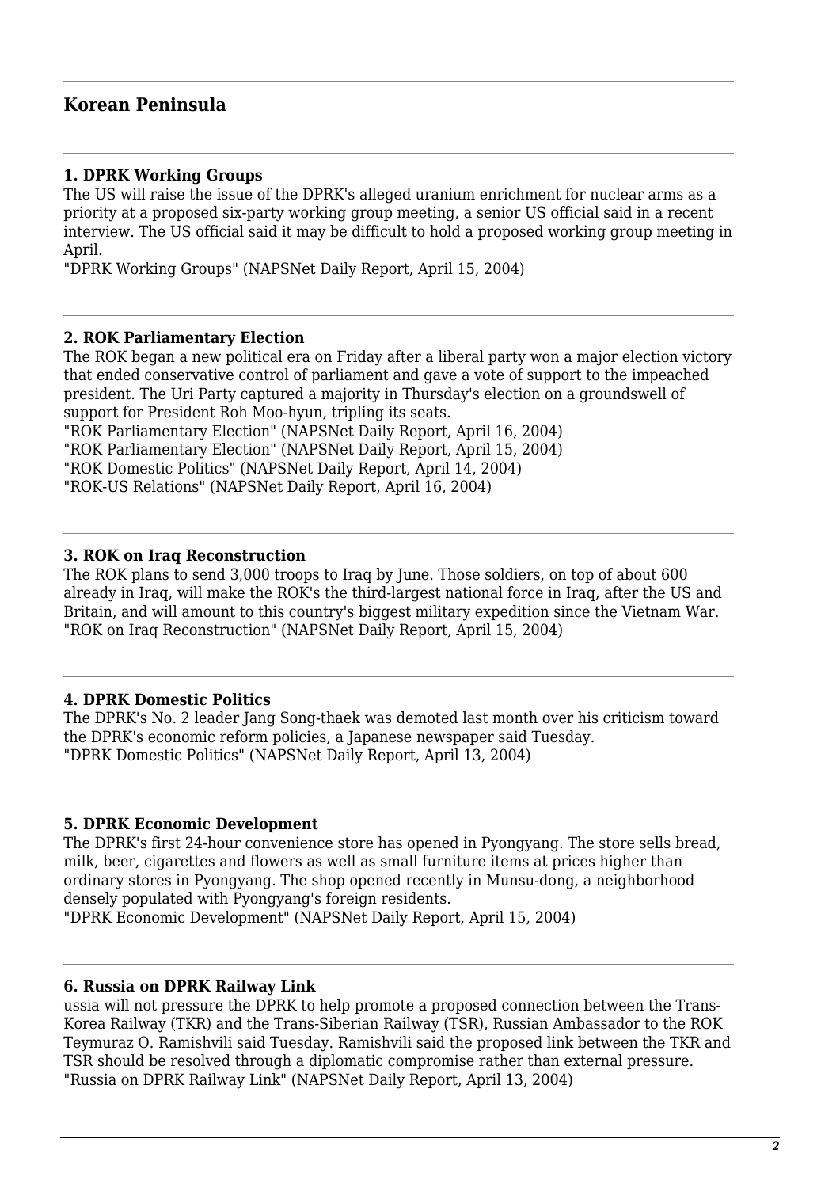## Korean Peninsula

### 1. DPRK Working Groups

The US will raise the issue of the DPRK's alleged uranium enrichment for nuclear arms as a priority at a proposed six-party working group meeting, a senior US official said in a recent interview. The US official said it may be difficult to hold a proposed working group meeting in April.
"DPRK Working Groups" (NAPSNet Daily Report, April 15, 2004)

### 2. ROK Parliamentary Election

The ROK began a new political era on Friday after a liberal party won a major election victory that ended conservative control of parliament and gave a vote of support to the impeached president. The Uri Party captured a majority in Thursday's election on a groundswell of support for President Roh Moo-hyun, tripling its seats.
"ROK Parliamentary Election" (NAPSNet Daily Report, April 16, 2004)
"ROK Parliamentary Election" (NAPSNet Daily Report, April 15, 2004)
"ROK Domestic Politics" (NAPSNet Daily Report, April 14, 2004)
"ROK-US Relations" (NAPSNet Daily Report, April 16, 2004)

### 3. ROK on Iraq Reconstruction

The ROK plans to send 3,000 troops to Iraq by June. Those soldiers, on top of about 600 already in Iraq, will make the ROK's the third-largest national force in Iraq, after the US and Britain, and will amount to this country's biggest military expedition since the Vietnam War.
"ROK on Iraq Reconstruction" (NAPSNet Daily Report, April 15, 2004)

### 4. DPRK Domestic Politics

The DPRK's No. 2 leader Jang Song-thaek was demoted last month over his criticism toward the DPRK's economic reform policies, a Japanese newspaper said Tuesday.
"DPRK Domestic Politics" (NAPSNet Daily Report, April 13, 2004)

### 5. DPRK Economic Development

The DPRK's first 24-hour convenience store has opened in Pyongyang. The store sells bread, milk, beer, cigarettes and flowers as well as small furniture items at prices higher than ordinary stores in Pyongyang. The shop opened recently in Munsu-dong, a neighborhood densely populated with Pyongyang's foreign residents.
"DPRK Economic Development" (NAPSNet Daily Report, April 15, 2004)

### 6. Russia on DPRK Railway Link

ussia will not pressure the DPRK to help promote a proposed connection between the Trans-Korea Railway (TKR) and the Trans-Siberian Railway (TSR), Russian Ambassador to the ROK Teymuraz O. Ramishvili said Tuesday. Ramishvili said the proposed link between the TKR and TSR should be resolved through a diplomatic compromise rather than external pressure.
"Russia on DPRK Railway Link" (NAPSNet Daily Report, April 13, 2004)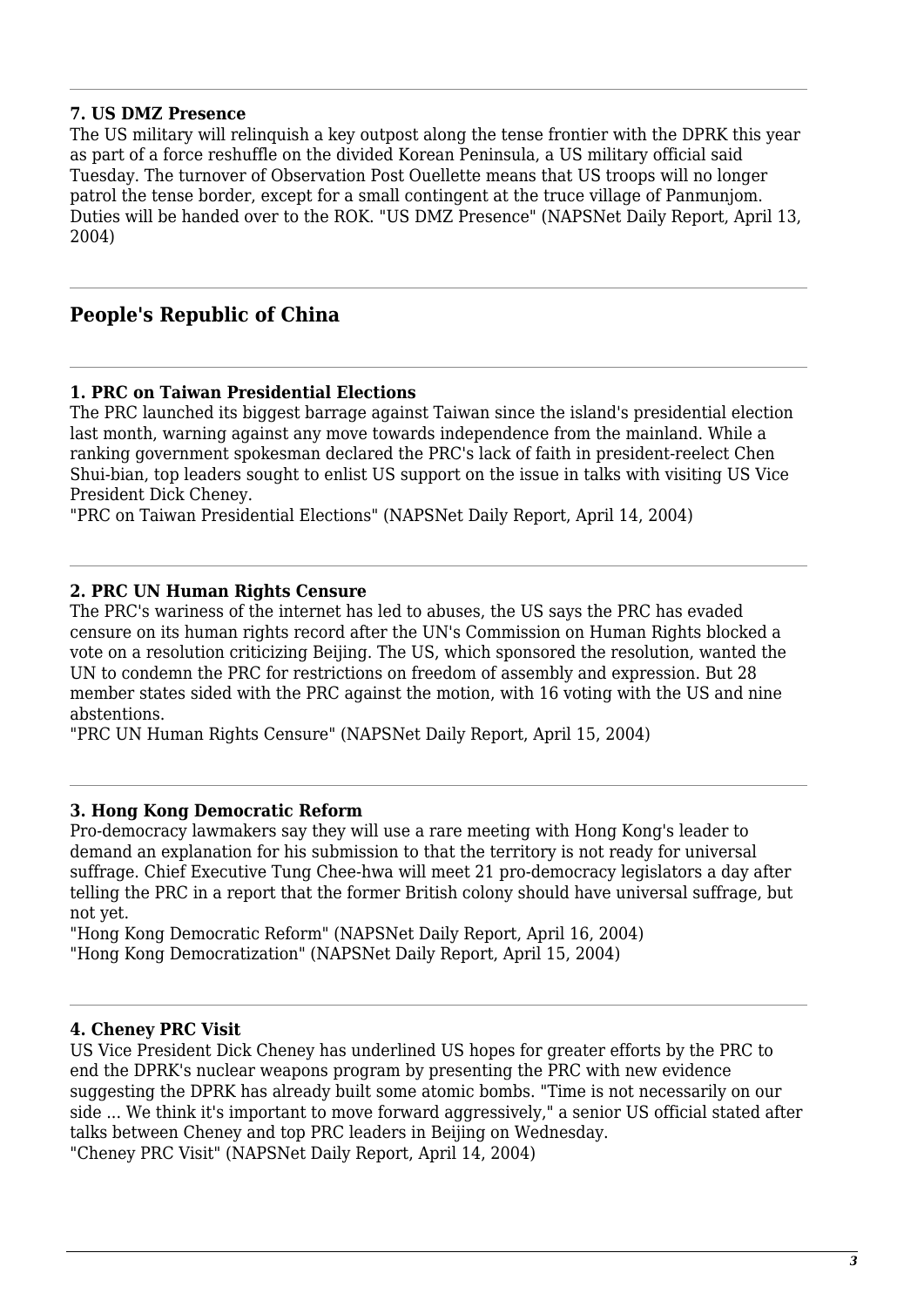---

#### 7. US DMZ Presence

The US military will relinquish a key outpost along the tense frontier with the DPRK this year as part of a force reshuffle on the divided Korean Peninsula, a US military official said Tuesday. The turnover of Observation Post Ouellette means that US troops will no longer patrol the tense border, except for a small contingent at the truce village of Panmunjom. Duties will be handed over to the ROK. "US DMZ Presence" (NAPSNet Daily Report, April 13, 2004)

---

## People's Republic of China

---

#### 1. PRC on Taiwan Presidential Elections

The PRC launched its biggest barrage against Taiwan since the island's presidential election last month, warning against any move towards independence from the mainland. While a ranking government spokesman declared the PRC's lack of faith in president-reelect Chen Shui-bian, top leaders sought to enlist US support on the issue in talks with visiting US Vice President Dick Cheney.
"PRC on Taiwan Presidential Elections" (NAPSNet Daily Report, April 14, 2004)

---

#### 2. PRC UN Human Rights Censure

The PRC's wariness of the internet has led to abuses, the US says the PRC has evaded censure on its human rights record after the UN's Commission on Human Rights blocked a vote on a resolution criticizing Beijing. The US, which sponsored the resolution, wanted the UN to condemn the PRC for restrictions on freedom of assembly and expression. But 28 member states sided with the PRC against the motion, with 16 voting with the US and nine abstentions.
"PRC UN Human Rights Censure" (NAPSNet Daily Report, April 15, 2004)

---

#### 3. Hong Kong Democratic Reform

Pro-democracy lawmakers say they will use a rare meeting with Hong Kong's leader to demand an explanation for his submission to that the territory is not ready for universal suffrage. Chief Executive Tung Chee-hwa will meet 21 pro-democracy legislators a day after telling the PRC in a report that the former British colony should have universal suffrage, but not yet.
"Hong Kong Democratic Reform" (NAPSNet Daily Report, April 16, 2004)
"Hong Kong Democratization" (NAPSNet Daily Report, April 15, 2004)

---

#### 4. Cheney PRC Visit

US Vice President Dick Cheney has underlined US hopes for greater efforts by the PRC to end the DPRK's nuclear weapons program by presenting the PRC with new evidence suggesting the DPRK has already built some atomic bombs. "Time is not necessarily on our side ... We think it's important to move forward aggressively," a senior US official stated after talks between Cheney and top PRC leaders in Beijing on Wednesday.
"Cheney PRC Visit" (NAPSNet Daily Report, April 14, 2004)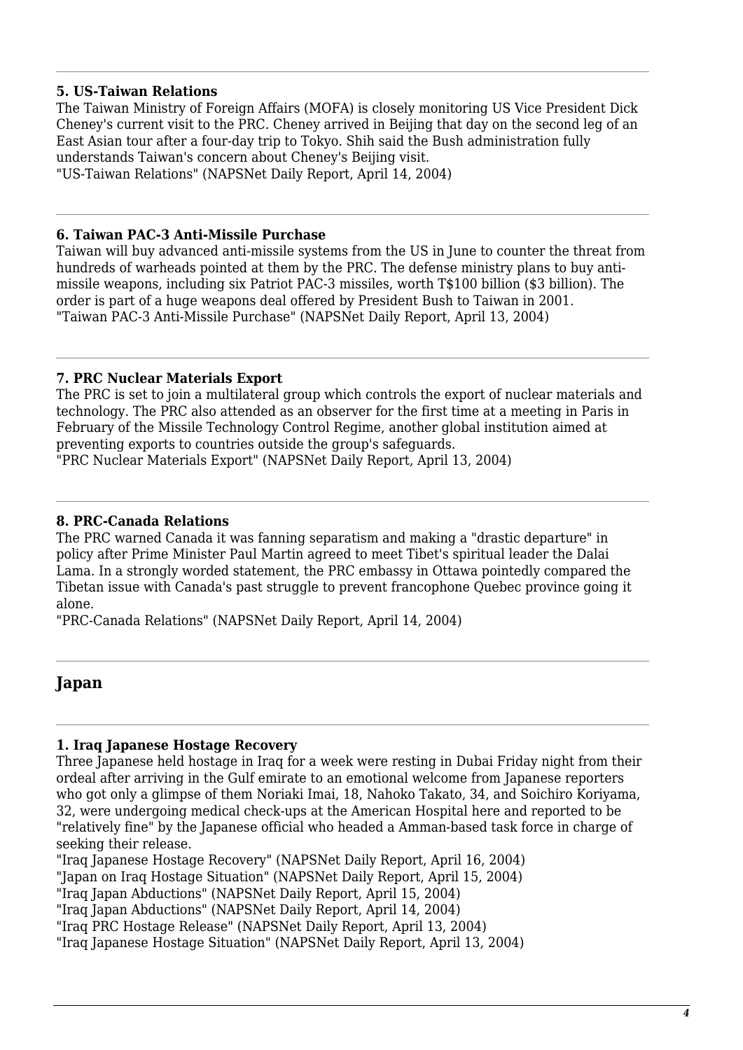### 5. US-Taiwan Relations

The Taiwan Ministry of Foreign Affairs (MOFA) is closely monitoring US Vice President Dick Cheney's current visit to the PRC. Cheney arrived in Beijing that day on the second leg of an East Asian tour after a four-day trip to Tokyo. Shih said the Bush administration fully understands Taiwan's concern about Cheney's Beijing visit.
"US-Taiwan Relations" (NAPSNet Daily Report, April 14, 2004)

---

### 6. Taiwan PAC-3 Anti-Missile Purchase

Taiwan will buy advanced anti-missile systems from the US in June to counter the threat from hundreds of warheads pointed at them by the PRC. The defense ministry plans to buy anti-missile weapons, including six Patriot PAC-3 missiles, worth T$100 billion ($3 billion). The order is part of a huge weapons deal offered by President Bush to Taiwan in 2001.
"Taiwan PAC-3 Anti-Missile Purchase" (NAPSNet Daily Report, April 13, 2004)

---

### 7. PRC Nuclear Materials Export

The PRC is set to join a multilateral group which controls the export of nuclear materials and technology. The PRC also attended as an observer for the first time at a meeting in Paris in February of the Missile Technology Control Regime, another global institution aimed at preventing exports to countries outside the group's safeguards.
"PRC Nuclear Materials Export" (NAPSNet Daily Report, April 13, 2004)

---

### 8. PRC-Canada Relations

The PRC warned Canada it was fanning separatism and making a "drastic departure" in policy after Prime Minister Paul Martin agreed to meet Tibet's spiritual leader the Dalai Lama. In a strongly worded statement, the PRC embassy in Ottawa pointedly compared the Tibetan issue with Canada's past struggle to prevent francophone Quebec province going it alone.
"PRC-Canada Relations" (NAPSNet Daily Report, April 14, 2004)

---

## Japan

---

### 1. Iraq Japanese Hostage Recovery

Three Japanese held hostage in Iraq for a week were resting in Dubai Friday night from their ordeal after arriving in the Gulf emirate to an emotional welcome from Japanese reporters who got only a glimpse of them Noriaki Imai, 18, Nahoko Takato, 34, and Soichiro Koriyama, 32, were undergoing medical check-ups at the American Hospital here and reported to be "relatively fine" by the Japanese official who headed a Amman-based task force in charge of seeking their release.
"Iraq Japanese Hostage Recovery" (NAPSNet Daily Report, April 16, 2004)
"Japan on Iraq Hostage Situation" (NAPSNet Daily Report, April 15, 2004)
"Iraq Japan Abductions" (NAPSNet Daily Report, April 15, 2004)
"Iraq Japan Abductions" (NAPSNet Daily Report, April 14, 2004)
"Iraq PRC Hostage Release" (NAPSNet Daily Report, April 13, 2004)
"Iraq Japanese Hostage Situation" (NAPSNet Daily Report, April 13, 2004)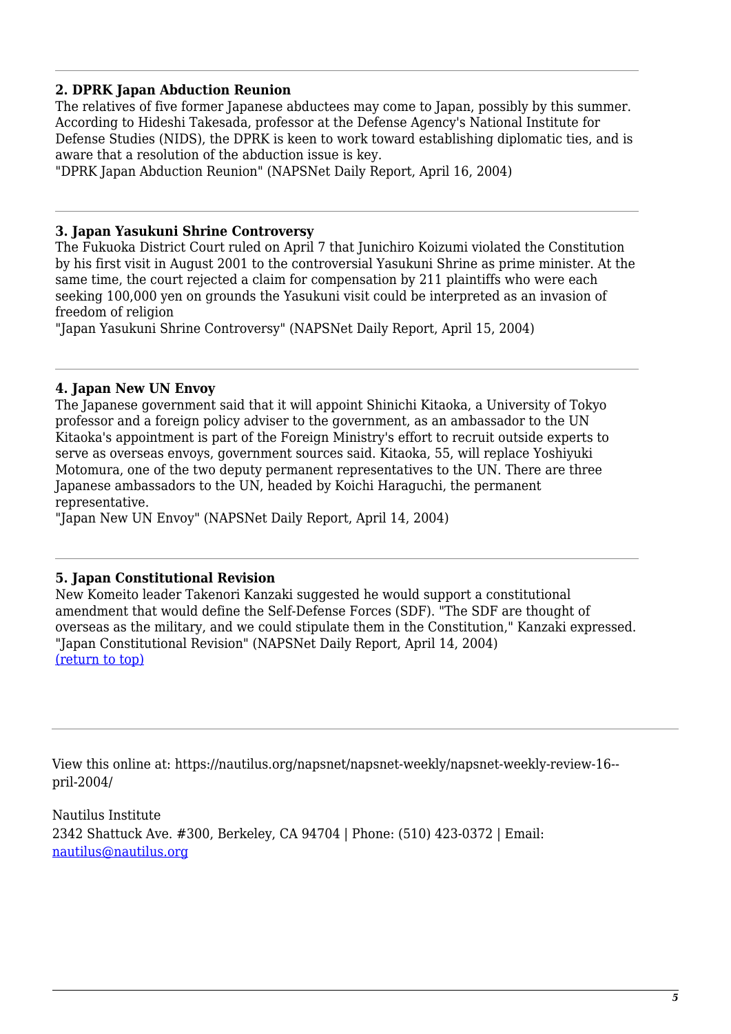### 2. DPRK Japan Abduction Reunion

The relatives of five former Japanese abductees may come to Japan, possibly by this summer. According to Hideshi Takesada, professor at the Defense Agency's National Institute for Defense Studies (NIDS), the DPRK is keen to work toward establishing diplomatic ties, and is aware that a resolution of the abduction issue is key.

"DPRK Japan Abduction Reunion" (NAPSNet Daily Report, April 16, 2004)

---

### 3. Japan Yasukuni Shrine Controversy

The Fukuoka District Court ruled on April 7 that Junichiro Koizumi violated the Constitution by his first visit in August 2001 to the controversial Yasukuni Shrine as prime minister. At the same time, the court rejected a claim for compensation by 211 plaintiffs who were each seeking 100,000 yen on grounds the Yasukuni visit could be interpreted as an invasion of freedom of religion

"Japan Yasukuni Shrine Controversy" (NAPSNet Daily Report, April 15, 2004)

---

### 4. Japan New UN Envoy

The Japanese government said that it will appoint Shinichi Kitaoka, a University of Tokyo professor and a foreign policy adviser to the government, as an ambassador to the UN Kitaoka's appointment is part of the Foreign Ministry's effort to recruit outside experts to serve as overseas envoys, government sources said. Kitaoka, 55, will replace Yoshiyuki Motomura, one of the two deputy permanent representatives to the UN. There are three Japanese ambassadors to the UN, headed by Koichi Haraguchi, the permanent representative.

"Japan New UN Envoy" (NAPSNet Daily Report, April 14, 2004)

---

### 5. Japan Constitutional Revision

New Komeito leader Takenori Kanzaki suggested he would support a constitutional amendment that would define the Self-Defense Forces (SDF). "The SDF are thought of overseas as the military, and we could stipulate them in the Constitution," Kanzaki expressed.

"Japan Constitutional Revision" (NAPSNet Daily Report, April 14, 2004)

(return to top)

---

View this online at: https://nautilus.org/napsnet/napsnet-weekly/napsnet-weekly-review-16--pril-2004/

Nautilus Institute
2342 Shattuck Ave. #300, Berkeley, CA 94704 | Phone: (510) 423-0372 | Email: nautilus@nautilus.org